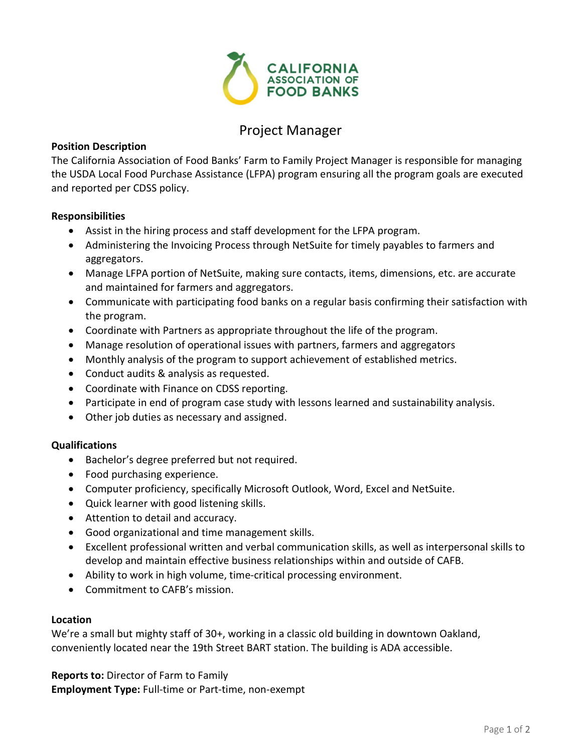CALIFORNIA ASSOCIATION OF FOOD BANKS

# Project Manager

**Position Description**

The California Association of Food Banks' Farm to Family Project Manager is responsible for managing the USDA Local Food Purchase Assistance (LFPA) program ensuring all the program goals are executed and reported per CDSS policy.

**Responsibilities**

- Assist in the hiring process and staff development for the LFPA program.
- Administering the Invoicing Process through NetSuite for timely payables to farmers and aggregators.
- Manage LFPA portion of NetSuite, making sure contacts, items, dimensions, etc. are accurate and maintained for farmers and aggregators.
- Communicate with participating food banks on a regular basis confirming their satisfaction with the program.
- Coordinate with Partners as appropriate throughout the life of the program.
- Manage resolution of operational issues with partners, farmers and aggregators
- Monthly analysis of the program to support achievement of established metrics.
- Conduct audits & analysis as requested.
- Coordinate with Finance on CDSS reporting.
- Participate in end of program case study with lessons learned and sustainability analysis.
- Other job duties as necessary and assigned.

**Qualifications**

- Bachelor's degree preferred but not required.
- Food purchasing experience.
- Computer proficiency, specifically Microsoft Outlook, Word, Excel and NetSuite.
- Quick learner with good listening skills.
- Attention to detail and accuracy.
- Good organizational and time management skills.
- Excellent professional written and verbal communication skills, as well as interpersonal skills to develop and maintain effective business relationships within and outside of CAFB.
- Ability to work in high volume, time-critical processing environment.
- Commitment to CAFB's mission.

**Location**

We're a small but mighty staff of 30+, working in a classic old building in downtown Oakland, conveniently located near the 19th Street BART station. The building is ADA accessible.

**Reports to:** Director of Farm to Family

**Employment Type:** Full-time or Part-time, non-exempt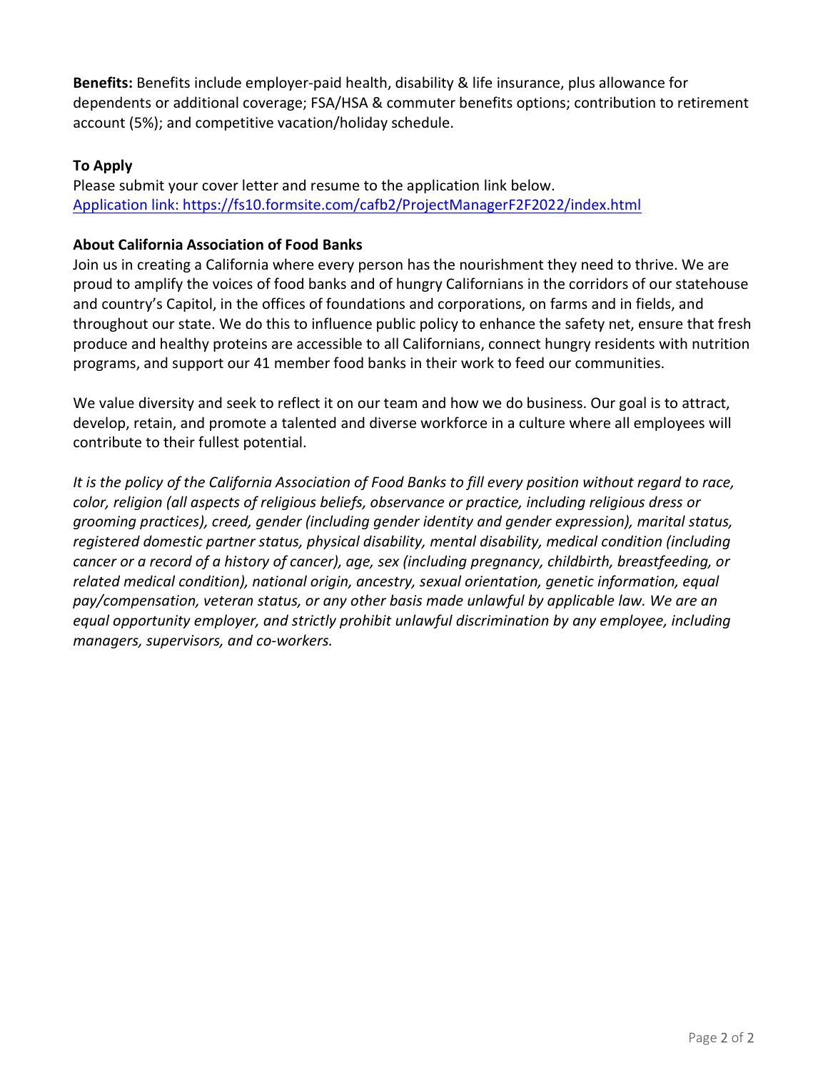**Benefits:** Benefits include employer-paid health, disability & life insurance, plus allowance for dependents or additional coverage; FSA/HSA & commuter benefits options; contribution to retirement account (5%); and competitive vacation/holiday schedule.

**To Apply**

Please submit your cover letter and resume to the application link below.
[Application link: https://fs10.formsite.com/cafb2/ProjectManagerF2F2022/index.html](https://fs10.formsite.com/cafb2/ProjectManagerF2F2022/index.html)

**About California Association of Food Banks**

Join us in creating a California where every person has the nourishment they need to thrive. We are proud to amplify the voices of food banks and of hungry Californians in the corridors of our statehouse and country's Capitol, in the offices of foundations and corporations, on farms and in fields, and throughout our state. We do this to influence public policy to enhance the safety net, ensure that fresh produce and healthy proteins are accessible to all Californians, connect hungry residents with nutrition programs, and support our 41 member food banks in their work to feed our communities.

We value diversity and seek to reflect it on our team and how we do business. Our goal is to attract, develop, retain, and promote a talented and diverse workforce in a culture where all employees will contribute to their fullest potential.

*It is the policy of the California Association of Food Banks to fill every position without regard to race, color, religion (all aspects of religious beliefs, observance or practice, including religious dress or grooming practices), creed, gender (including gender identity and gender expression), marital status, registered domestic partner status, physical disability, mental disability, medical condition (including cancer or a record of a history of cancer), age, sex (including pregnancy, childbirth, breastfeeding, or related medical condition), national origin, ancestry, sexual orientation, genetic information, equal pay/compensation, veteran status, or any other basis made unlawful by applicable law. We are an equal opportunity employer, and strictly prohibit unlawful discrimination by any employee, including managers, supervisors, and co-workers.*